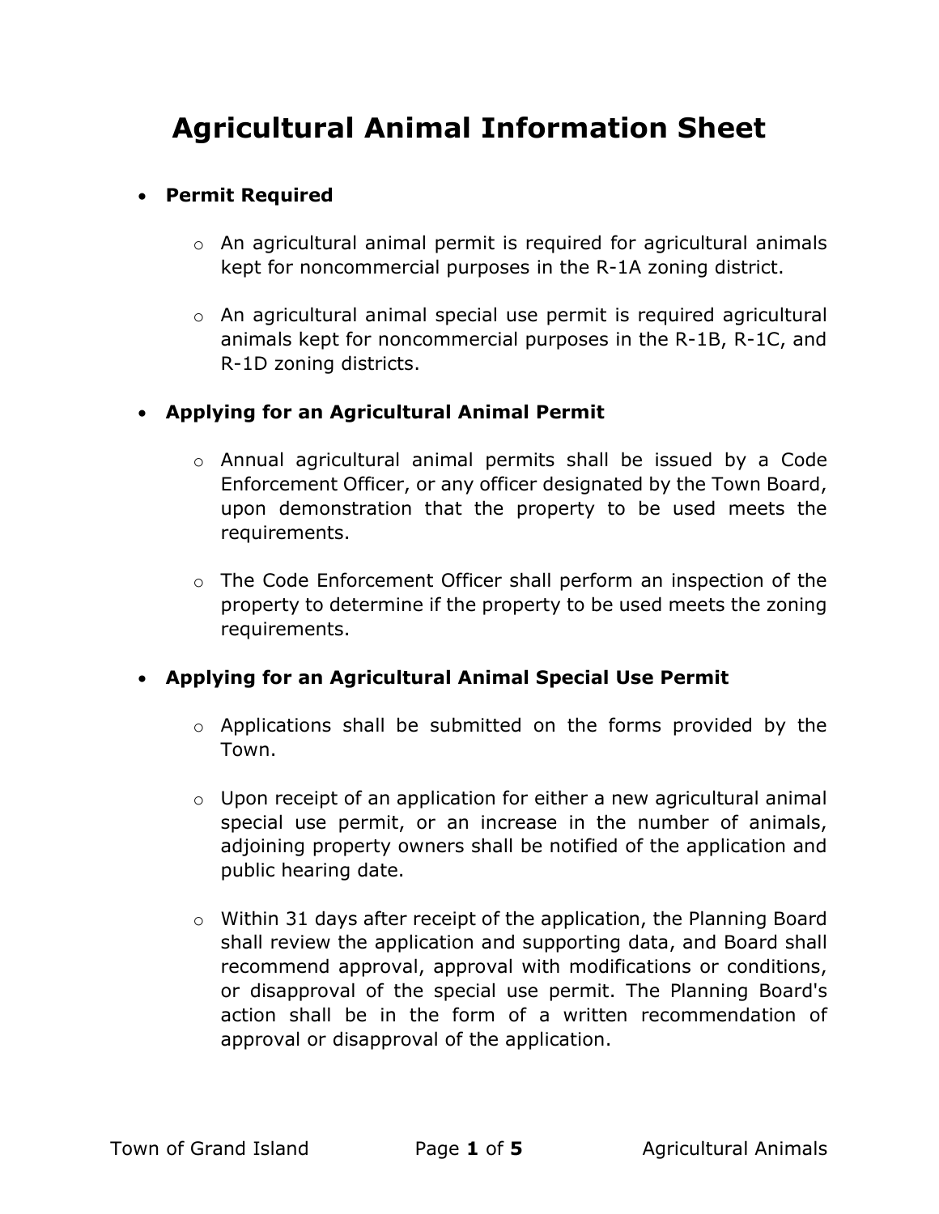# Agricultural Animal Information Sheet

- **Permit Required**

  - An agricultural animal permit is required for agricultural animals kept for noncommercial purposes in the R-1A zoning district.

  - An agricultural animal special use permit is required agricultural animals kept for noncommercial purposes in the R-1B, R-1C, and R-1D zoning districts.

- **Applying for an Agricultural Animal Permit**

  - Annual agricultural animal permits shall be issued by a Code Enforcement Officer, or any officer designated by the Town Board, upon demonstration that the property to be used meets the requirements.

  - The Code Enforcement Officer shall perform an inspection of the property to determine if the property to be used meets the zoning requirements.

- **Applying for an Agricultural Animal Special Use Permit**

  - Applications shall be submitted on the forms provided by the Town.

  - Upon receipt of an application for either a new agricultural animal special use permit, or an increase in the number of animals, adjoining property owners shall be notified of the application and public hearing date.

  - Within 31 days after receipt of the application, the Planning Board shall review the application and supporting data, and Board shall recommend approval, approval with modifications or conditions, or disapproval of the special use permit. The Planning Board's action shall be in the form of a written recommendation of approval or disapproval of the application.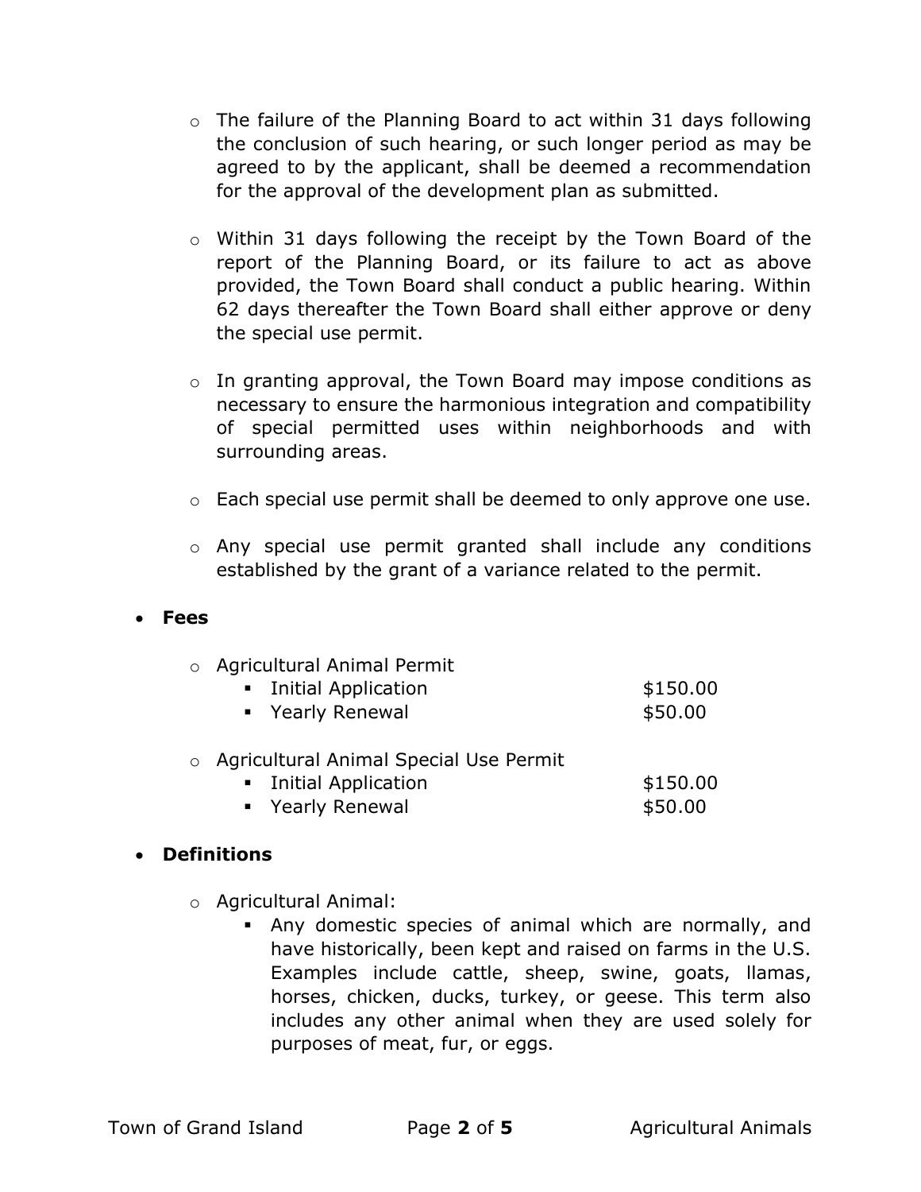- The failure of the Planning Board to act within 31 days following the conclusion of such hearing, or such longer period as may be agreed to by the applicant, shall be deemed a recommendation for the approval of the development plan as submitted.

- Within 31 days following the receipt by the Town Board of the report of the Planning Board, or its failure to act as above provided, the Town Board shall conduct a public hearing. Within 62 days thereafter the Town Board shall either approve or deny the special use permit.

- In granting approval, the Town Board may impose conditions as necessary to ensure the harmonious integration and compatibility of special permitted uses within neighborhoods and with surrounding areas.

- Each special use permit shall be deemed to only approve one use.

- Any special use permit granted shall include any conditions established by the grant of a variance related to the permit.

- **Fees**

  - Agricultural Animal Permit
    - Initial Application $150.00
    - Yearly Renewal $50.00

  - Agricultural Animal Special Use Permit
    - Initial Application $150.00
    - Yearly Renewal $50.00

- **Definitions**

  - Agricultural Animal:
    - Any domestic species of animal which are normally, and have historically, been kept and raised on farms in the U.S. Examples include cattle, sheep, swine, goats, llamas, horses, chicken, ducks, turkey, or geese. This term also includes any other animal when they are used solely for purposes of meat, fur, or eggs.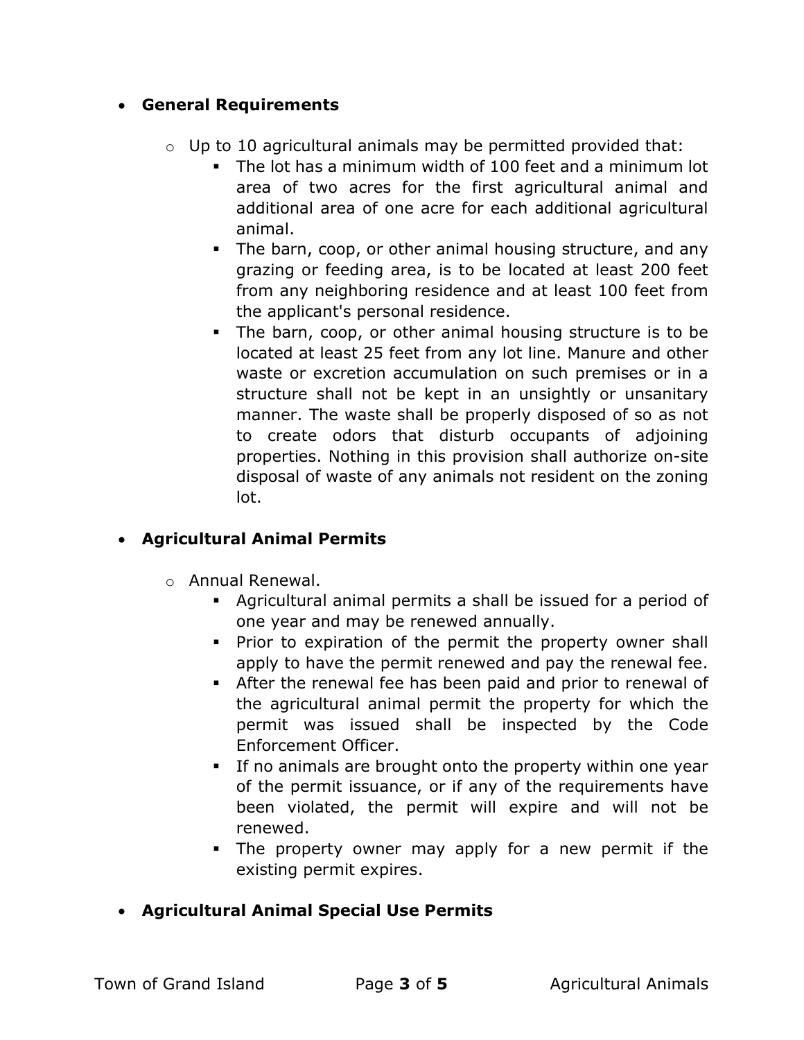- **General Requirements**

  - Up to 10 agricultural animals may be permitted provided that:
    - The lot has a minimum width of 100 feet and a minimum lot area of two acres for the first agricultural animal and additional area of one acre for each additional agricultural animal.
    - The barn, coop, or other animal housing structure, and any grazing or feeding area, is to be located at least 200 feet from any neighboring residence and at least 100 feet from the applicant's personal residence.
    - The barn, coop, or other animal housing structure is to be located at least 25 feet from any lot line. Manure and other waste or excretion accumulation on such premises or in a structure shall not be kept in an unsightly or unsanitary manner. The waste shall be properly disposed of so as not to create odors that disturb occupants of adjoining properties. Nothing in this provision shall authorize on-site disposal of waste of any animals not resident on the zoning lot.

- **Agricultural Animal Permits**

  - Annual Renewal.
    - Agricultural animal permits a shall be issued for a period of one year and may be renewed annually.
    - Prior to expiration of the permit the property owner shall apply to have the permit renewed and pay the renewal fee.
    - After the renewal fee has been paid and prior to renewal of the agricultural animal permit the property for which the permit was issued shall be inspected by the Code Enforcement Officer.
    - If no animals are brought onto the property within one year of the permit issuance, or if any of the requirements have been violated, the permit will expire and will not be renewed.
    - The property owner may apply for a new permit if the existing permit expires.

- **Agricultural Animal Special Use Permits**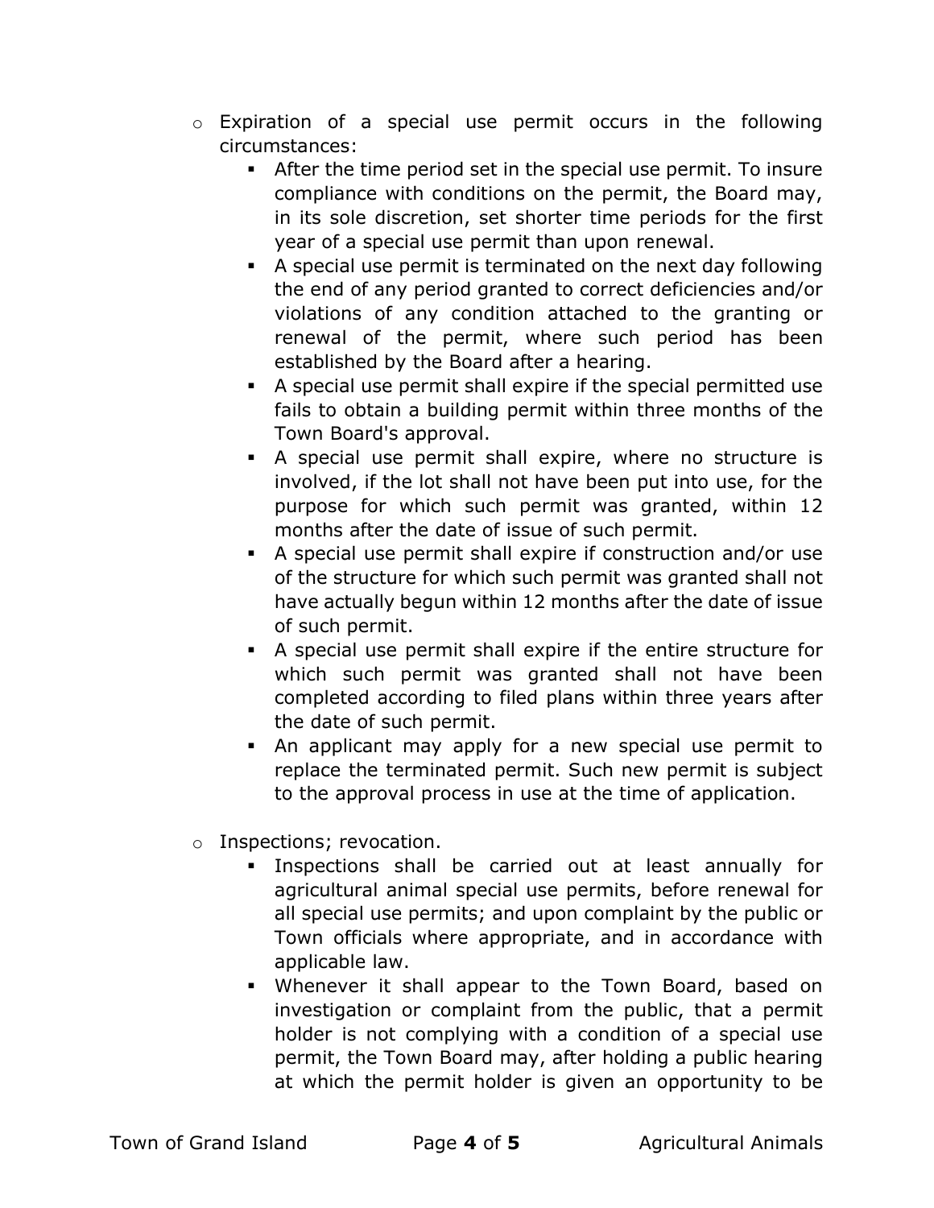- Expiration of a special use permit occurs in the following circumstances:
  - After the time period set in the special use permit. To insure compliance with conditions on the permit, the Board may, in its sole discretion, set shorter time periods for the first year of a special use permit than upon renewal.
  - A special use permit is terminated on the next day following the end of any period granted to correct deficiencies and/or violations of any condition attached to the granting or renewal of the permit, where such period has been established by the Board after a hearing.
  - A special use permit shall expire if the special permitted use fails to obtain a building permit within three months of the Town Board's approval.
  - A special use permit shall expire, where no structure is involved, if the lot shall not have been put into use, for the purpose for which such permit was granted, within 12 months after the date of issue of such permit.
  - A special use permit shall expire if construction and/or use of the structure for which such permit was granted shall not have actually begun within 12 months after the date of issue of such permit.
  - A special use permit shall expire if the entire structure for which such permit was granted shall not have been completed according to filed plans within three years after the date of such permit.
  - An applicant may apply for a new special use permit to replace the terminated permit. Such new permit is subject to the approval process in use at the time of application.

- Inspections; revocation.
  - Inspections shall be carried out at least annually for agricultural animal special use permits, before renewal for all special use permits; and upon complaint by the public or Town officials where appropriate, and in accordance with applicable law.
  - Whenever it shall appear to the Town Board, based on investigation or complaint from the public, that a permit holder is not complying with a condition of a special use permit, the Town Board may, after holding a public hearing at which the permit holder is given an opportunity to be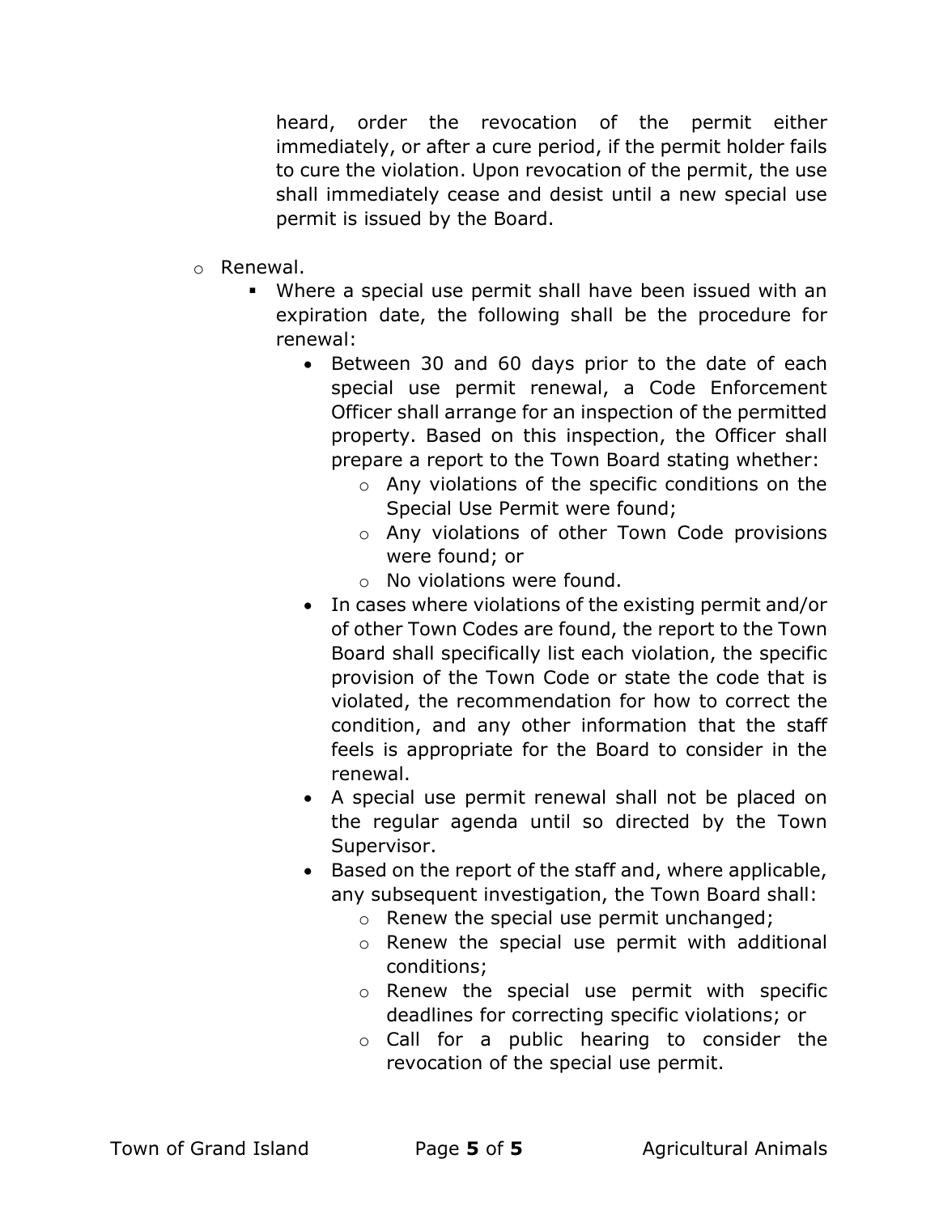heard, order the revocation of the permit either immediately, or after a cure period, if the permit holder fails to cure the violation. Upon revocation of the permit, the use shall immediately cease and desist until a new special use permit is issued by the Board.

- Renewal.
    - Where a special use permit shall have been issued with an expiration date, the following shall be the procedure for renewal:
        - Between 30 and 60 days prior to the date of each special use permit renewal, a Code Enforcement Officer shall arrange for an inspection of the permitted property. Based on this inspection, the Officer shall prepare a report to the Town Board stating whether:
            - Any violations of the specific conditions on the Special Use Permit were found;
            - Any violations of other Town Code provisions were found; or
            - No violations were found.
        - In cases where violations of the existing permit and/or of other Town Codes are found, the report to the Town Board shall specifically list each violation, the specific provision of the Town Code or state the code that is violated, the recommendation for how to correct the condition, and any other information that the staff feels is appropriate for the Board to consider in the renewal.
        - A special use permit renewal shall not be placed on the regular agenda until so directed by the Town Supervisor.
        - Based on the report of the staff and, where applicable, any subsequent investigation, the Town Board shall:
            - Renew the special use permit unchanged;
            - Renew the special use permit with additional conditions;
            - Renew the special use permit with specific deadlines for correcting specific violations; or
            - Call for a public hearing to consider the revocation of the special use permit.